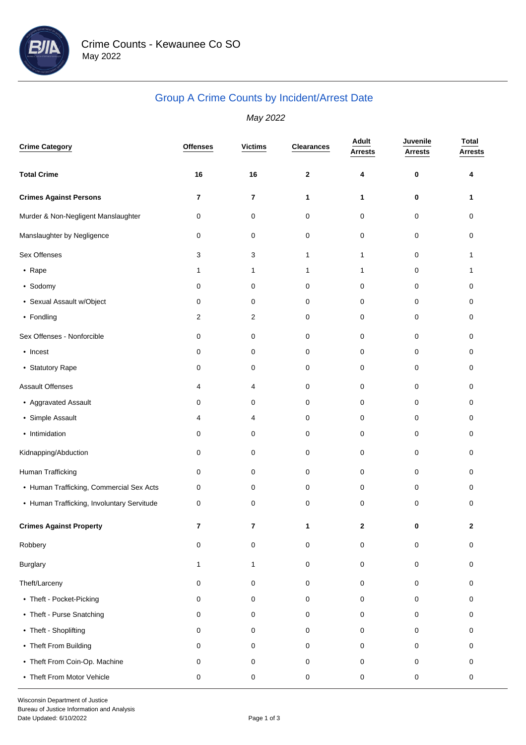# Crime Counts - Kewaunee Co SO

May 2022

## Group A Crime Counts by Incident/Arrest Date

*May 2022*

| Crime Category | Offenses | Victims | Clearances | Adult Arrests | Juvenile Arrests | Total Arrests |
|---|---|---|---|---|---|---|
| **Total Crime** | **16** | **16** | **2** | **4** | **0** | **4** |
| **Crimes Against Persons** | **7** | **7** | **1** | **1** | **0** | **1** |
| Murder & Non-Negligent Manslaughter | 0 | 0 | 0 | 0 | 0 | 0 |
| Manslaughter by Negligence | 0 | 0 | 0 | 0 | 0 | 0 |
| Sex Offenses | 3 | 3 | 1 | 1 | 0 | 1 |
| • Rape | 1 | 1 | 1 | 1 | 0 | 1 |
| • Sodomy | 0 | 0 | 0 | 0 | 0 | 0 |
| • Sexual Assault w/Object | 0 | 0 | 0 | 0 | 0 | 0 |
| • Fondling | 2 | 2 | 0 | 0 | 0 | 0 |
| Sex Offenses - Nonforcible | 0 | 0 | 0 | 0 | 0 | 0 |
| • Incest | 0 | 0 | 0 | 0 | 0 | 0 |
| • Statutory Rape | 0 | 0 | 0 | 0 | 0 | 0 |
| Assault Offenses | 4 | 4 | 0 | 0 | 0 | 0 |
| • Aggravated Assault | 0 | 0 | 0 | 0 | 0 | 0 |
| • Simple Assault | 4 | 4 | 0 | 0 | 0 | 0 |
| • Intimidation | 0 | 0 | 0 | 0 | 0 | 0 |
| Kidnapping/Abduction | 0 | 0 | 0 | 0 | 0 | 0 |
| Human Trafficking | 0 | 0 | 0 | 0 | 0 | 0 |
| • Human Trafficking, Commercial Sex Acts | 0 | 0 | 0 | 0 | 0 | 0 |
| • Human Trafficking, Involuntary Servitude | 0 | 0 | 0 | 0 | 0 | 0 |
| **Crimes Against Property** | **7** | **7** | **1** | **2** | **0** | **2** |
| Robbery | 0 | 0 | 0 | 0 | 0 | 0 |
| Burglary | 1 | 1 | 0 | 0 | 0 | 0 |
| Theft/Larceny | 0 | 0 | 0 | 0 | 0 | 0 |
| • Theft - Pocket-Picking | 0 | 0 | 0 | 0 | 0 | 0 |
| • Theft - Purse Snatching | 0 | 0 | 0 | 0 | 0 | 0 |
| • Theft - Shoplifting | 0 | 0 | 0 | 0 | 0 | 0 |
| • Theft From Building | 0 | 0 | 0 | 0 | 0 | 0 |
| • Theft From Coin-Op. Machine | 0 | 0 | 0 | 0 | 0 | 0 |
| • Theft From Motor Vehicle | 0 | 0 | 0 | 0 | 0 | 0 |

Wisconsin Department of Justice
Bureau of Justice Information and Analysis
Date Updated: 6/10/2022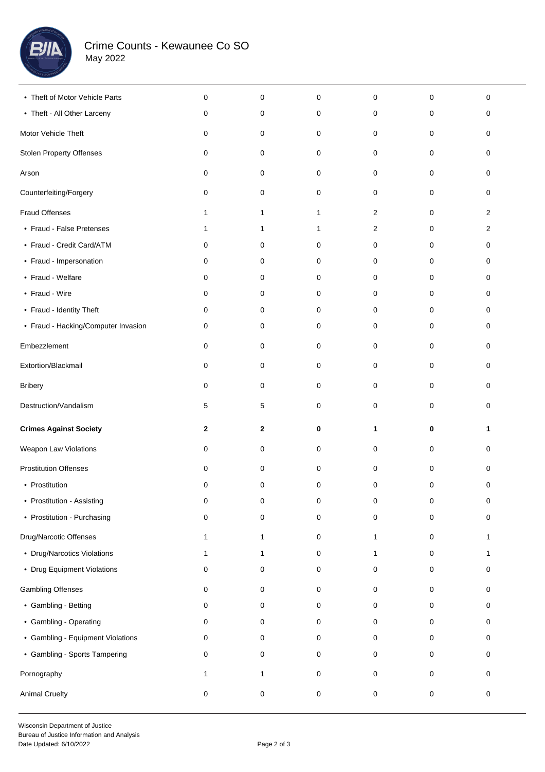# Crime Counts - Kewaunee Co SO

May 2022

| | | | | | | |
|---|---|---|---|---|---|---|
| • Theft of Motor Vehicle Parts | 0 | 0 | 0 | 0 | 0 | 0 |
| • Theft - All Other Larceny | 0 | 0 | 0 | 0 | 0 | 0 |
| Motor Vehicle Theft | 0 | 0 | 0 | 0 | 0 | 0 |
| Stolen Property Offenses | 0 | 0 | 0 | 0 | 0 | 0 |
| Arson | 0 | 0 | 0 | 0 | 0 | 0 |
| Counterfeiting/Forgery | 0 | 0 | 0 | 0 | 0 | 0 |
| Fraud Offenses | 1 | 1 | 1 | 2 | 0 | 2 |
| • Fraud - False Pretenses | 1 | 1 | 1 | 2 | 0 | 2 |
| • Fraud - Credit Card/ATM | 0 | 0 | 0 | 0 | 0 | 0 |
| • Fraud - Impersonation | 0 | 0 | 0 | 0 | 0 | 0 |
| • Fraud - Welfare | 0 | 0 | 0 | 0 | 0 | 0 |
| • Fraud - Wire | 0 | 0 | 0 | 0 | 0 | 0 |
| • Fraud - Identity Theft | 0 | 0 | 0 | 0 | 0 | 0 |
| • Fraud - Hacking/Computer Invasion | 0 | 0 | 0 | 0 | 0 | 0 |
| Embezzlement | 0 | 0 | 0 | 0 | 0 | 0 |
| Extortion/Blackmail | 0 | 0 | 0 | 0 | 0 | 0 |
| Bribery | 0 | 0 | 0 | 0 | 0 | 0 |
| Destruction/Vandalism | 5 | 5 | 0 | 0 | 0 | 0 |
| **Crimes Against Society** | **2** | **2** | **0** | **1** | **0** | **1** |
| Weapon Law Violations | 0 | 0 | 0 | 0 | 0 | 0 |
| Prostitution Offenses | 0 | 0 | 0 | 0 | 0 | 0 |
| • Prostitution | 0 | 0 | 0 | 0 | 0 | 0 |
| • Prostitution - Assisting | 0 | 0 | 0 | 0 | 0 | 0 |
| • Prostitution - Purchasing | 0 | 0 | 0 | 0 | 0 | 0 |
| Drug/Narcotic Offenses | 1 | 1 | 0 | 1 | 0 | 1 |
| • Drug/Narcotics Violations | 1 | 1 | 0 | 1 | 0 | 1 |
| • Drug Equipment Violations | 0 | 0 | 0 | 0 | 0 | 0 |
| Gambling Offenses | 0 | 0 | 0 | 0 | 0 | 0 |
| • Gambling - Betting | 0 | 0 | 0 | 0 | 0 | 0 |
| • Gambling - Operating | 0 | 0 | 0 | 0 | 0 | 0 |
| • Gambling - Equipment Violations | 0 | 0 | 0 | 0 | 0 | 0 |
| • Gambling - Sports Tampering | 0 | 0 | 0 | 0 | 0 | 0 |
| Pornography | 1 | 1 | 0 | 0 | 0 | 0 |
| Animal Cruelty | 0 | 0 | 0 | 0 | 0 | 0 |

Wisconsin Department of Justice
Bureau of Justice Information and Analysis
Date Updated: 6/10/2022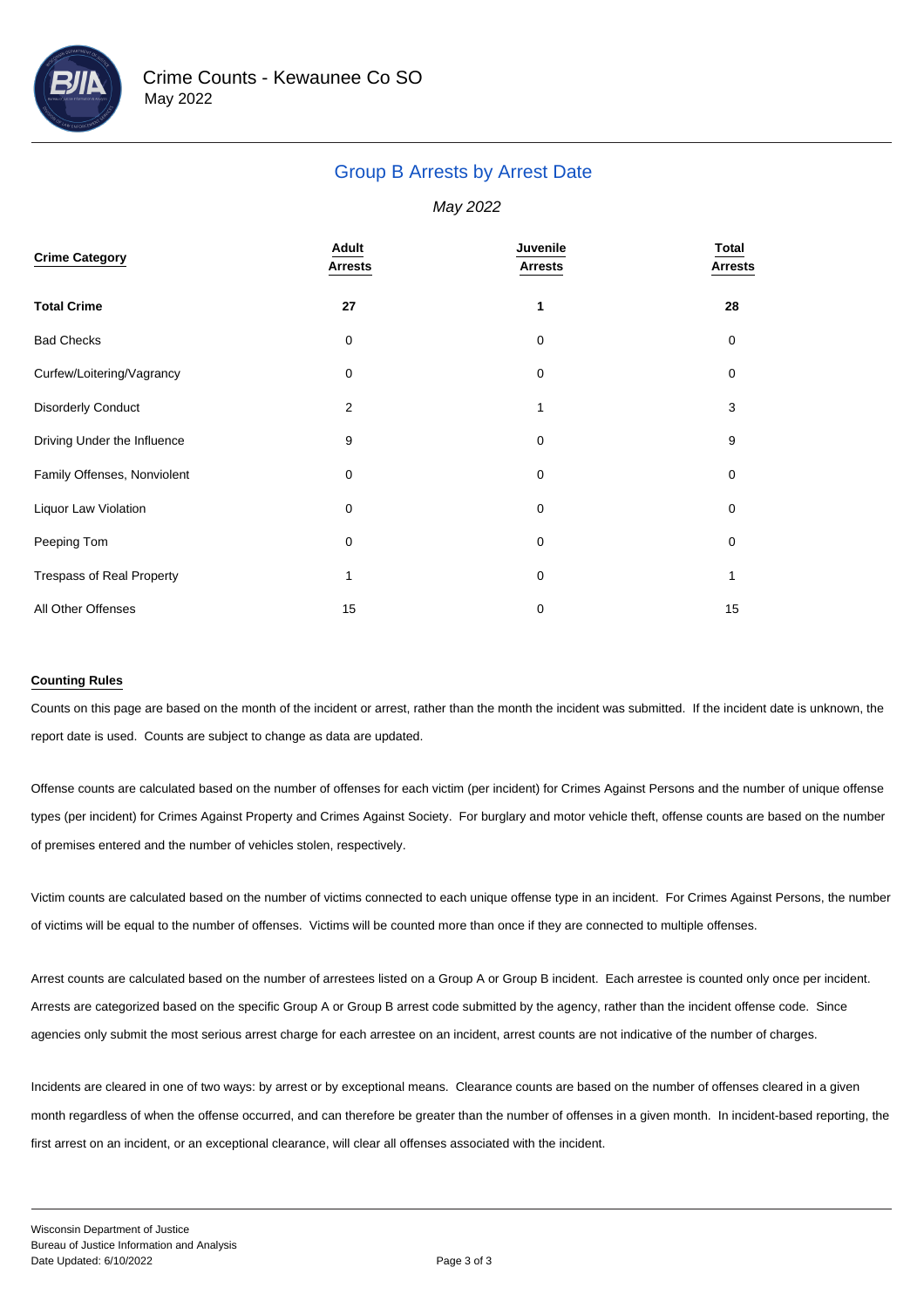# Crime Counts - Kewaunee Co SO

May 2022

## Group B Arrests by Arrest Date

*May 2022*

| Crime Category | Adult Arrests | Juvenile Arrests | Total Arrests |
|---|---|---|---|
| **Total Crime** | **27** | **1** | **28** |
| Bad Checks | 0 | 0 | 0 |
| Curfew/Loitering/Vagrancy | 0 | 0 | 0 |
| Disorderly Conduct | 2 | 1 | 3 |
| Driving Under the Influence | 9 | 0 | 9 |
| Family Offenses, Nonviolent | 0 | 0 | 0 |
| Liquor Law Violation | 0 | 0 | 0 |
| Peeping Tom | 0 | 0 | 0 |
| Trespass of Real Property | 1 | 0 | 1 |
| All Other Offenses | 15 | 0 | 15 |

**Counting Rules**

Counts on this page are based on the month of the incident or arrest, rather than the month the incident was submitted. If the incident date is unknown, the report date is used. Counts are subject to change as data are updated.

Offense counts are calculated based on the number of offenses for each victim (per incident) for Crimes Against Persons and the number of unique offense types (per incident) for Crimes Against Property and Crimes Against Society. For burglary and motor vehicle theft, offense counts are based on the number of premises entered and the number of vehicles stolen, respectively.

Victim counts are calculated based on the number of victims connected to each unique offense type in an incident. For Crimes Against Persons, the number of victims will be equal to the number of offenses. Victims will be counted more than once if they are connected to multiple offenses.

Arrest counts are calculated based on the number of arrestees listed on a Group A or Group B incident. Each arrestee is counted only once per incident. Arrests are categorized based on the specific Group A or Group B arrest code submitted by the agency, rather than the incident offense code. Since agencies only submit the most serious arrest charge for each arrestee on an incident, arrest counts are not indicative of the number of charges.

Incidents are cleared in one of two ways: by arrest or by exceptional means. Clearance counts are based on the number of offenses cleared in a given month regardless of when the offense occurred, and can therefore be greater than the number of offenses in a given month. In incident-based reporting, the first arrest on an incident, or an exceptional clearance, will clear all offenses associated with the incident.

Wisconsin Department of Justice
Bureau of Justice Information and Analysis
Date Updated: 6/10/2022